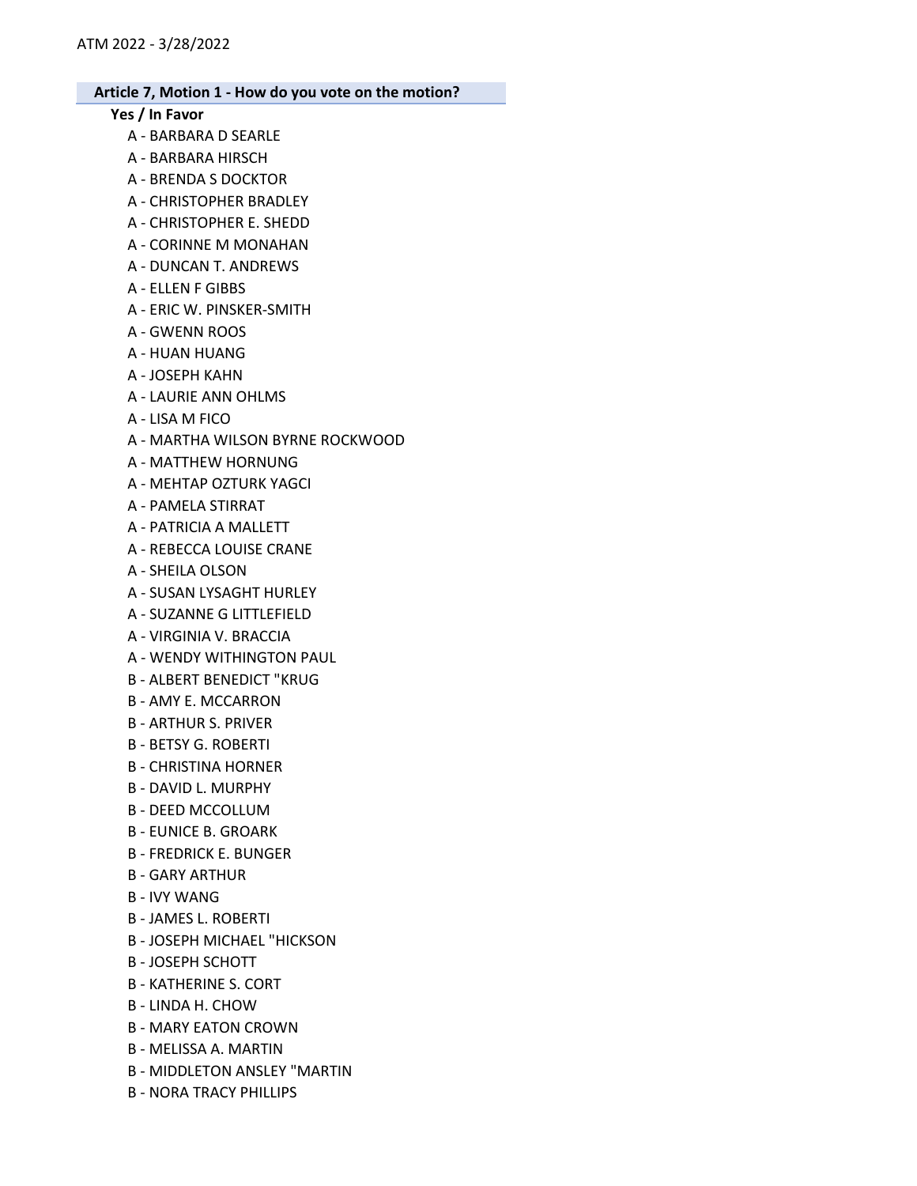## Article 7, Motion 1 - How do you vote on the motion?

### Yes / In Favor

A - BARBARA D SEARLE
A - BARBARA HIRSCH
A - BRENDA S DOCKTOR
A - CHRISTOPHER BRADLEY
A - CHRISTOPHER E. SHEDD
A - CORINNE M MONAHAN
A - DUNCAN T. ANDREWS
A - ELLEN F GIBBS
A - ERIC W. PINSKER-SMITH
A - GWENN ROOS
A - HUAN HUANG
A - JOSEPH KAHN
A - LAURIE ANN OHLMS
A - LISA M FICO
A - MARTHA WILSON BYRNE ROCKWOOD
A - MATTHEW HORNUNG
A - MEHTAP OZTURK YAGCI
A - PAMELA STIRRAT
A - PATRICIA A MALLETT
A - REBECCA LOUISE CRANE
A - SHEILA OLSON
A - SUSAN LYSAGHT HURLEY
A - SUZANNE G LITTLEFIELD
A - VIRGINIA V. BRACCIA
A - WENDY WITHINGTON PAUL
B - ALBERT BENEDICT "KRUG
B - AMY E. MCCARRON
B - ARTHUR S. PRIVER
B - BETSY G. ROBERTI
B - CHRISTINA HORNER
B - DAVID L. MURPHY
B - DEED MCCOLLUM
B - EUNICE B. GROARK
B - FREDRICK E. BUNGER
B - GARY ARTHUR
B - IVY WANG
B - JAMES L. ROBERTI
B - JOSEPH MICHAEL "HICKSON
B - JOSEPH SCHOTT
B - KATHERINE S. CORT
B - LINDA H. CHOW
B - MARY EATON CROWN
B - MELISSA A. MARTIN
B - MIDDLETON ANSLEY "MARTIN
B - NORA TRACY PHILLIPS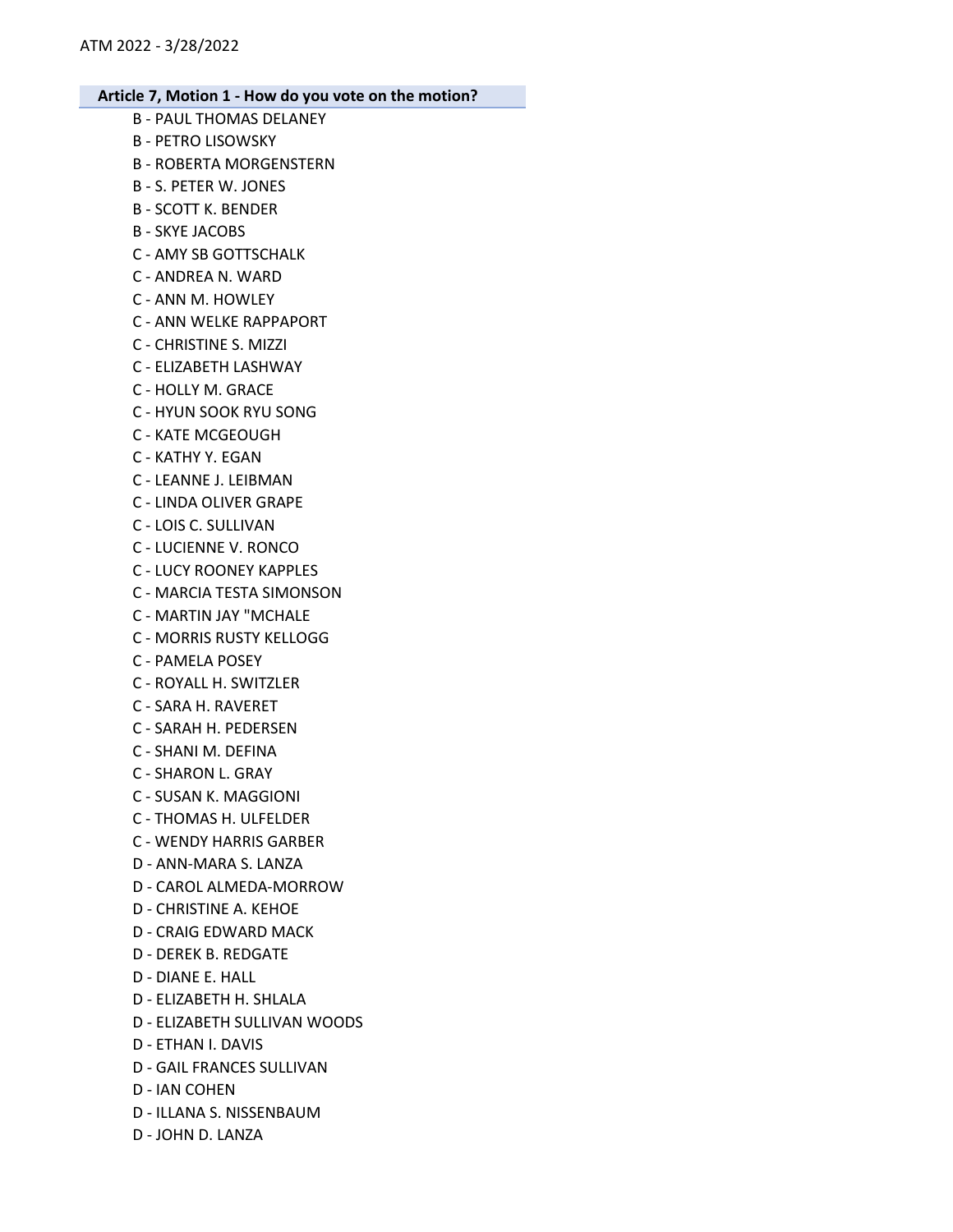**Article 7, Motion 1 - How do you vote on the motion?**

B - PAUL THOMAS DELANEY
B - PETRO LISOWSKY
B - ROBERTA MORGENSTERN
B - S. PETER W. JONES
B - SCOTT K. BENDER
B - SKYE JACOBS
C - AMY SB GOTTSCHALK
C - ANDREA N. WARD
C - ANN M. HOWLEY
C - ANN WELKE RAPPAPORT
C - CHRISTINE S. MIZZI
C - ELIZABETH LASHWAY
C - HOLLY M. GRACE
C - HYUN SOOK RYU SONG
C - KATE MCGEOUGH
C - KATHY Y. EGAN
C - LEANNE J. LEIBMAN
C - LINDA OLIVER GRAPE
C - LOIS C. SULLIVAN
C - LUCIENNE V. RONCO
C - LUCY ROONEY KAPPLES
C - MARCIA TESTA SIMONSON
C - MARTIN JAY "MCHALE
C - MORRIS RUSTY KELLOGG
C - PAMELA POSEY
C - ROYALL H. SWITZLER
C - SARA H. RAVERET
C - SARAH H. PEDERSEN
C - SHANI M. DEFINA
C - SHARON L. GRAY
C - SUSAN K. MAGGIONI
C - THOMAS H. ULFELDER
C - WENDY HARRIS GARBER
D - ANN-MARA S. LANZA
D - CAROL ALMEDA-MORROW
D - CHRISTINE A. KEHOE
D - CRAIG EDWARD MACK
D - DEREK B. REDGATE
D - DIANE E. HALL
D - ELIZABETH H. SHLALA
D - ELIZABETH SULLIVAN WOODS
D - ETHAN I. DAVIS
D - GAIL FRANCES SULLIVAN
D - IAN COHEN
D - ILLANA S. NISSENBAUM
D - JOHN D. LANZA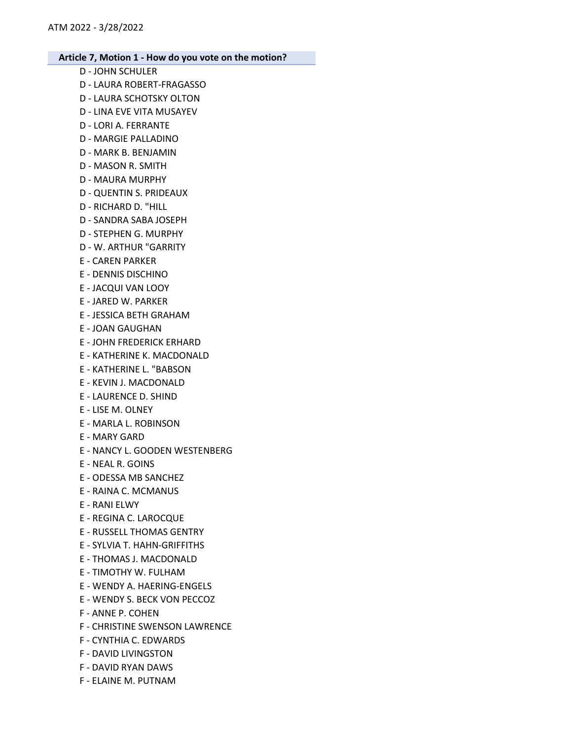**Article 7, Motion 1 - How do you vote on the motion?**

D - JOHN SCHULER
D - LAURA ROBERT-FRAGASSO
D - LAURA SCHOTSKY OLTON
D - LINA EVE VITA MUSAYEV
D - LORI A. FERRANTE
D - MARGIE PALLADINO
D - MARK B. BENJAMIN
D - MASON R. SMITH
D - MAURA MURPHY
D - QUENTIN S. PRIDEAUX
D - RICHARD D. "HILL
D - SANDRA SABA JOSEPH
D - STEPHEN G. MURPHY
D - W. ARTHUR "GARRITY
E - CAREN PARKER
E - DENNIS DISCHINO
E - JACQUI VAN LOOY
E - JARED W. PARKER
E - JESSICA BETH GRAHAM
E - JOAN GAUGHAN
E - JOHN FREDERICK ERHARD
E - KATHERINE K. MACDONALD
E - KATHERINE L. "BABSON
E - KEVIN J. MACDONALD
E - LAURENCE D. SHIND
E - LISE M. OLNEY
E - MARLA L. ROBINSON
E - MARY GARD
E - NANCY L. GOODEN WESTENBERG
E - NEAL R. GOINS
E - ODESSA MB SANCHEZ
E - RAINA C. MCMANUS
E - RANI ELWY
E - REGINA C. LAROCQUE
E - RUSSELL THOMAS GENTRY
E - SYLVIA T. HAHN-GRIFFITHS
E - THOMAS J. MACDONALD
E - TIMOTHY W. FULHAM
E - WENDY A. HAERING-ENGELS
E - WENDY S. BECK VON PECCOZ
F - ANNE P. COHEN
F - CHRISTINE SWENSON LAWRENCE
F - CYNTHIA C. EDWARDS
F - DAVID LIVINGSTON
F - DAVID RYAN DAWS
F - ELAINE M. PUTNAM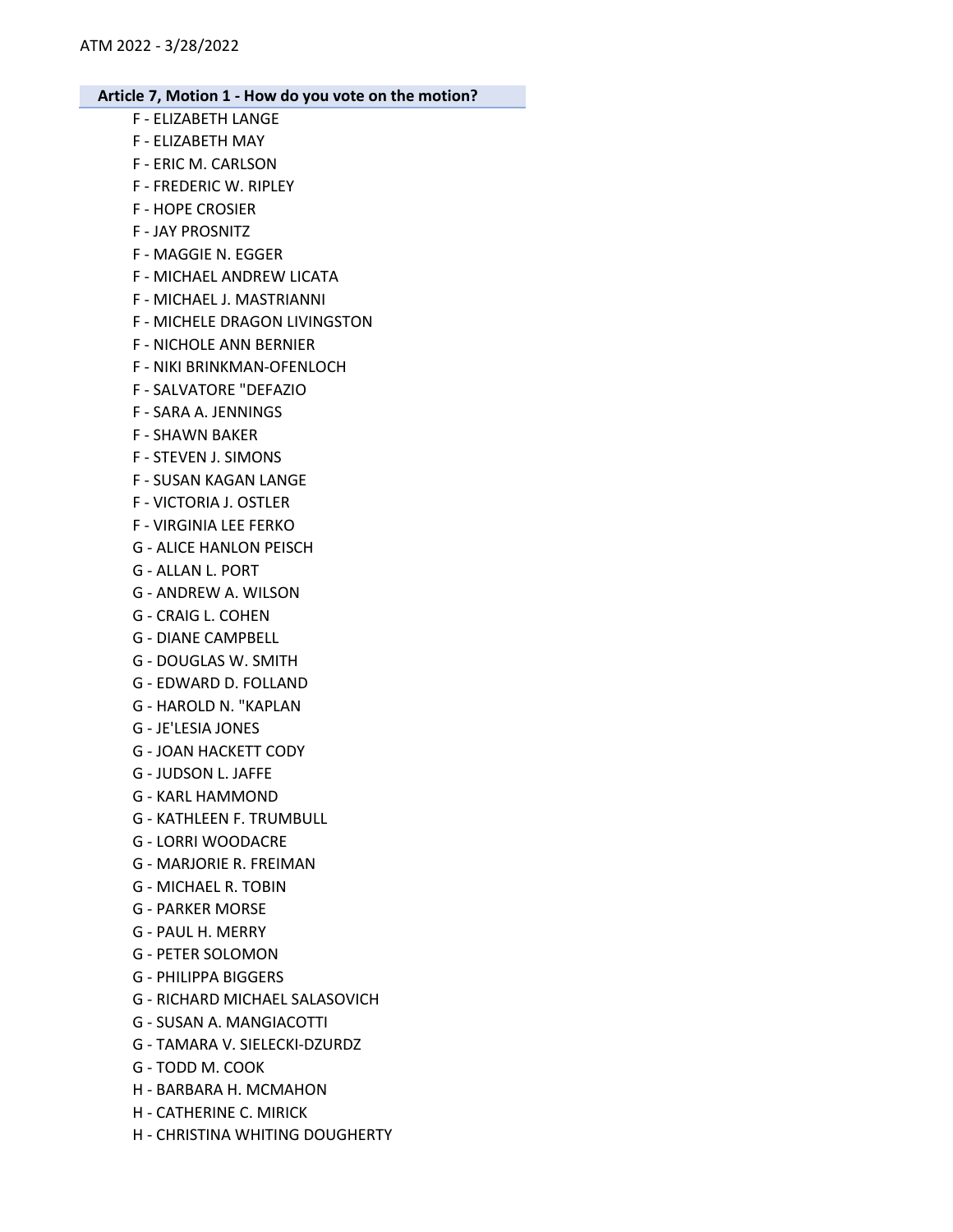**Article 7, Motion 1 - How do you vote on the motion?**

F - ELIZABETH LANGE
F - ELIZABETH MAY
F - ERIC M. CARLSON
F - FREDERIC W. RIPLEY
F - HOPE CROSIER
F - JAY PROSNITZ
F - MAGGIE N. EGGER
F - MICHAEL ANDREW LICATA
F - MICHAEL J. MASTRIANNI
F - MICHELE DRAGON LIVINGSTON
F - NICHOLE ANN BERNIER
F - NIKI BRINKMAN-OFENLOCH
F - SALVATORE "DEFAZIO
F - SARA A. JENNINGS
F - SHAWN BAKER
F - STEVEN J. SIMONS
F - SUSAN KAGAN LANGE
F - VICTORIA J. OSTLER
F - VIRGINIA LEE FERKO
G - ALICE HANLON PEISCH
G - ALLAN L. PORT
G - ANDREW A. WILSON
G - CRAIG L. COHEN
G - DIANE CAMPBELL
G - DOUGLAS W. SMITH
G - EDWARD D. FOLLAND
G - HAROLD N. "KAPLAN
G - JE'LESIA JONES
G - JOAN HACKETT CODY
G - JUDSON L. JAFFE
G - KARL HAMMOND
G - KATHLEEN F. TRUMBULL
G - LORRI WOODACRE
G - MARJORIE R. FREIMAN
G - MICHAEL R. TOBIN
G - PARKER MORSE
G - PAUL H. MERRY
G - PETER SOLOMON
G - PHILIPPA BIGGERS
G - RICHARD MICHAEL SALASOVICH
G - SUSAN A. MANGIACOTTI
G - TAMARA V. SIELECKI-DZURDZ
G - TODD M. COOK
H - BARBARA H. MCMAHON
H - CATHERINE C. MIRICK
H - CHRISTINA WHITING DOUGHERTY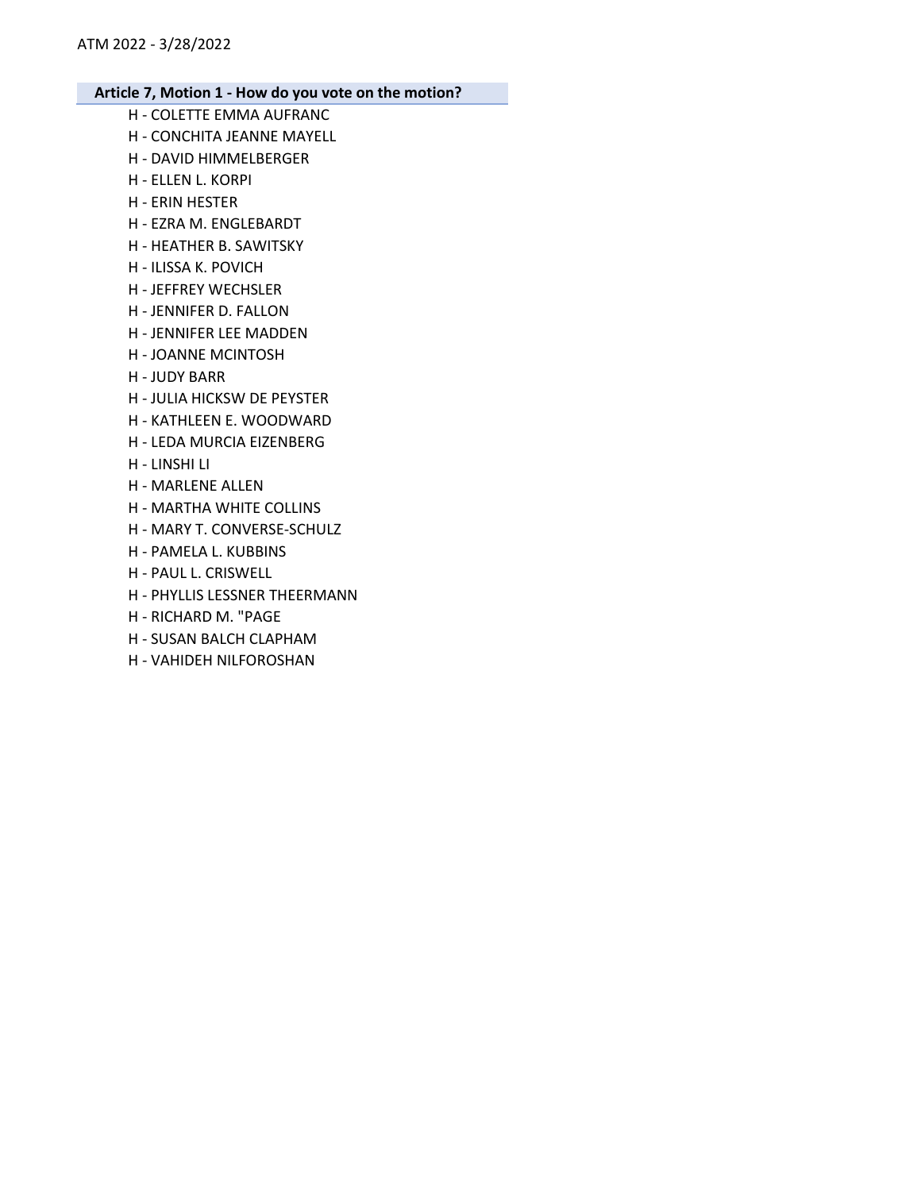**Article 7, Motion 1 - How do you vote on the motion?**

- H - COLETTE EMMA AUFRANC
- H - CONCHITA JEANNE MAYELL
- H - DAVID HIMMELBERGER
- H - ELLEN L. KORPI
- H - ERIN HESTER
- H - EZRA M. ENGLEBARDT
- H - HEATHER B. SAWITSKY
- H - ILISSA K. POVICH
- H - JEFFREY WECHSLER
- H - JENNIFER D. FALLON
- H - JENNIFER LEE MADDEN
- H - JOANNE MCINTOSH
- H - JUDY BARR
- H - JULIA HICKSW DE PEYSTER
- H - KATHLEEN E. WOODWARD
- H - LEDA MURCIA EIZENBERG
- H - LINSHI LI
- H - MARLENE ALLEN
- H - MARTHA WHITE COLLINS
- H - MARY T. CONVERSE-SCHULZ
- H - PAMELA L. KUBBINS
- H - PAUL L. CRISWELL
- H - PHYLLIS LESSNER THEERMANN
- H - RICHARD M. "PAGE
- H - SUSAN BALCH CLAPHAM
- H - VAHIDEH NILFOROSHAN